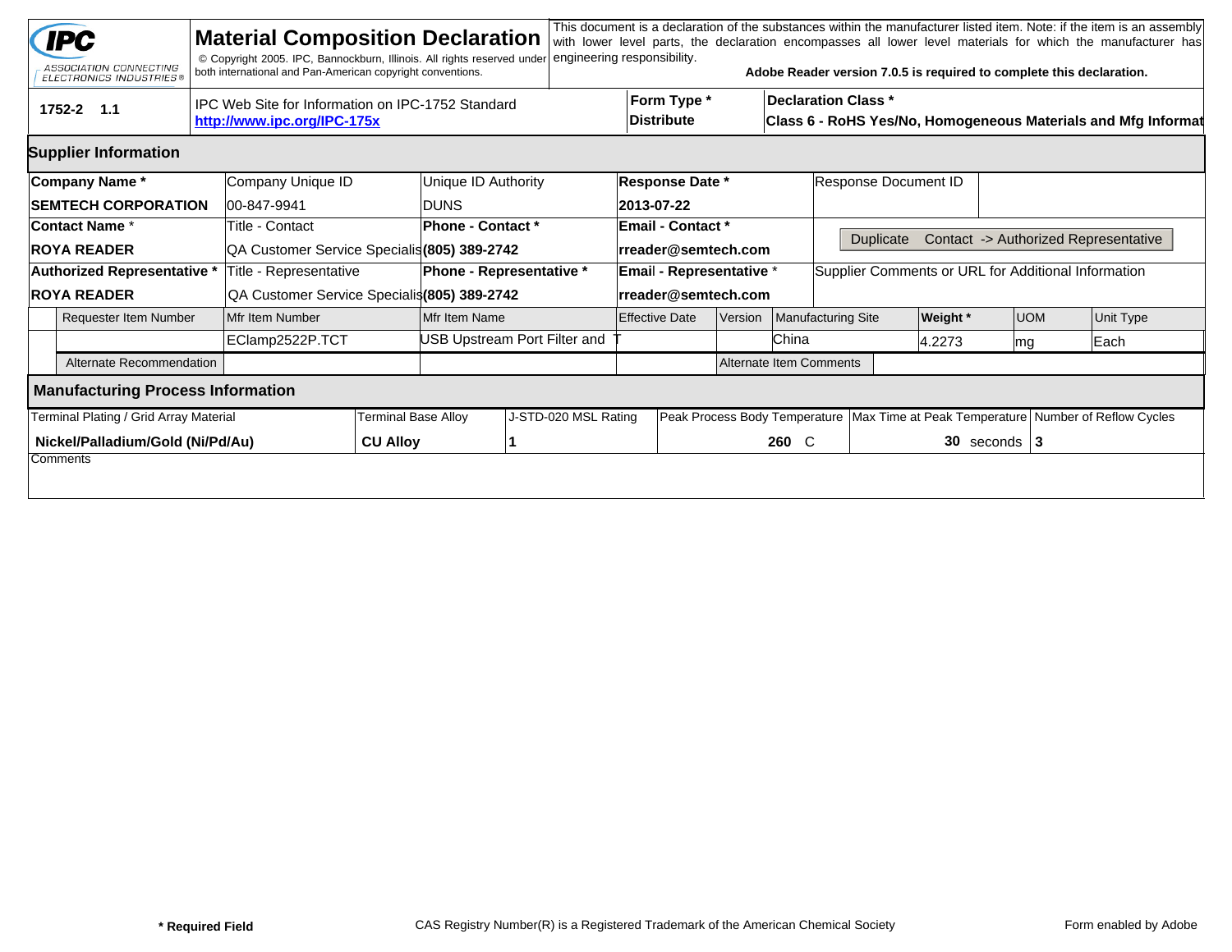# Material Composition Declaration

IPC — ASSOCIATION CONNECTING ELECTRONICS INDUSTRIES®

© Copyright 2005. IPC, Bannockburn, Illinois. All rights reserved under both international and Pan-American copyright conventions.

This document is a declaration of the substances within the manufacturer listed item. Note: if the item is an assembly with lower level parts, the declaration encompasses all lower level materials for which the manufacturer has engineering responsibility.

**Adobe Reader version 7.0.5 is required to complete this declaration.**

| 1752-2 1.1 | IPC Web Site for Information on IPC-1752 Standard **http://www.ipc.org/IPC-175x** | Form Type * **Distribute** | Declaration Class * **Class 6 - RoHS Yes/No, Homogeneous Materials and Mfg Informat** |
|---|---|---|---|

## Supplier Information

| Company Name * | Company Unique ID | Unique ID Authority | Response Date * | Response Document ID |
|---|---|---|---|---|
| **SEMTECH CORPORATION** | 00-847-9941 | DUNS | **2013-07-22** | |
| **Contact Name *** | Title - Contact | **Phone - Contact *** | **Email - Contact *** | Duplicate Contact -> Authorized Representative |
| **ROYA READER** | QA Customer Service Specialis | **(805) 389-2742** | **rreader@semtech.com** | |
| **Authorized Representative *** | Title - Representative | **Phone - Representative *** | **Email - Representative *** | Supplier Comments or URL for Additional Information |
| **ROYA READER** | QA Customer Service Specialis | **(805) 389-2742** | **rreader@semtech.com** | |

| Requester Item Number | Mfr Item Number | Mfr Item Name | Effective Date | Version | Manufacturing Site | Weight * | UOM | Unit Type |
|---|---|---|---|---|---|---|---|---|
| | EClamp2522P.TCT | USB Upstream Port Filter and T | | | China | 4.2273 | mg | Each |
| Alternate Recommendation | | | | Alternate Item Comments | | | | |

## Manufacturing Process Information

| Terminal Plating / Grid Array Material | Terminal Base Alloy | J-STD-020 MSL Rating | Peak Process Body Temperature | Max Time at Peak Temperature | Number of Reflow Cycles |
|---|---|---|---|---|---|
| **Nickel/Palladium/Gold (Ni/Pd/Au)** | **CU Alloy** | **1** | **260** C | **30** seconds | **3** |

Comments

**\* Required Field**

CAS Registry Number(R) is a Registered Trademark of the American Chemical Society

Form enabled by Adobe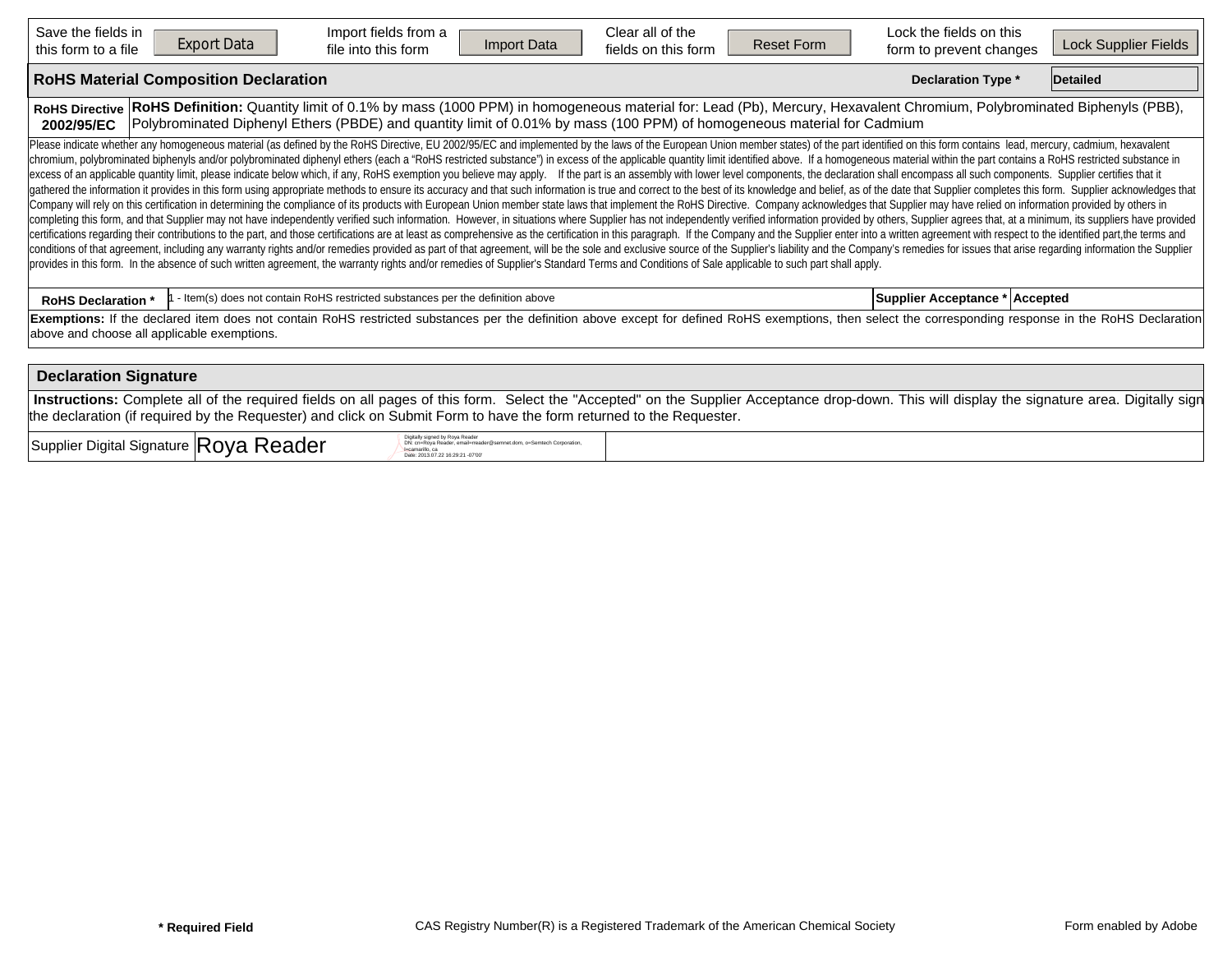| Save the fields in this form to a file | Export Data | Import fields from a file into this form | Import Data | Clear all of the fields on this form | Reset Form | Lock the fields on this form to prevent changes | Lock Supplier Fields |
|---|---|---|---|---|---|---|---|

## RoHS Material Composition Declaration

**Declaration Type *** | **Detailed**

| **RoHS Directive 2002/95/EC** | **RoHS Definition:** Quantity limit of 0.1% by mass (1000 PPM) in homogeneous material for: Lead (Pb), Mercury, Hexavalent Chromium, Polybrominated Biphenyls (PBB), Polybrominated Diphenyl Ethers (PBDE) and quantity limit of 0.01% by mass (100 PPM) of homogeneous material for Cadmium |
|---|---|

Please indicate whether any homogeneous material (as defined by the RoHS Directive, EU 2002/95/EC and implemented by the laws of the European Union member states) of the part identified on this form contains lead, mercury, cadmium, hexavalent chromium, polybrominated biphenyls and/or polybrominated diphenyl ethers (each a "RoHS restricted substance") in excess of the applicable quantity limit identified above. If a homogeneous material within the part contains a RoHS restricted substance in excess of an applicable quantity limit, please indicate below which, if any, RoHS exemption you believe may apply. If the part is an assembly with lower level components, the declaration shall encompass all such components. Supplier certifies that it gathered the information it provides in this form using appropriate methods to ensure its accuracy and that such information is true and correct to the best of its knowledge and belief, as of the date that Supplier completes this form. Supplier acknowledges that Company will rely on this certification in determining the compliance of its products with European Union member state laws that implement the RoHS Directive. Company acknowledges that Supplier may have relied on information provided by others in completing this form, and that Supplier may not have independently verified such information. However, in situations where Supplier has not independently verified information provided by others, Supplier agrees that, at a minimum, its suppliers have provided certifications regarding their contributions to the part, and those certifications are at least as comprehensive as the certification in this paragraph. If the Company and the Supplier enter into a written agreement with respect to the identified part,the terms and conditions of that agreement, including any warranty rights and/or remedies provided as part of that agreement, will be the sole and exclusive source of the Supplier's liability and the Company's remedies for issues that arise regarding information the Supplier provides in this form. In the absence of such written agreement, the warranty rights and/or remedies of Supplier's Standard Terms and Conditions of Sale applicable to such part shall apply.

| **RoHS Declaration *** | 1 - Item(s) does not contain RoHS restricted substances per the definition above | **Supplier Acceptance *** | **Accepted** |
|---|---|---|---|

**Exemptions:** If the declared item does not contain RoHS restricted substances per the definition above except for defined RoHS exemptions, then select the corresponding response in the RoHS Declaration above and choose all applicable exemptions.

## Declaration Signature

**Instructions:** Complete all of the required fields on all pages of this form. Select the "Accepted" on the Supplier Acceptance drop-down. This will display the signature area. Digitally sign the declaration (if required by the Requester) and click on Submit Form to have the form returned to the Requester.

| Supplier Digital Signature | Roya Reader | Digitally signed by Roya Reader DN: cn=Roya Reader, email=reader@semnet.dom, o=Semtech Corporation, l=camarillo, ca Date: 2013.07.22 16:29:21 -07'00' | |
|---|---|---|---|

**\* Required Field** CAS Registry Number(R) is a Registered Trademark of the American Chemical Society Form enabled by Adobe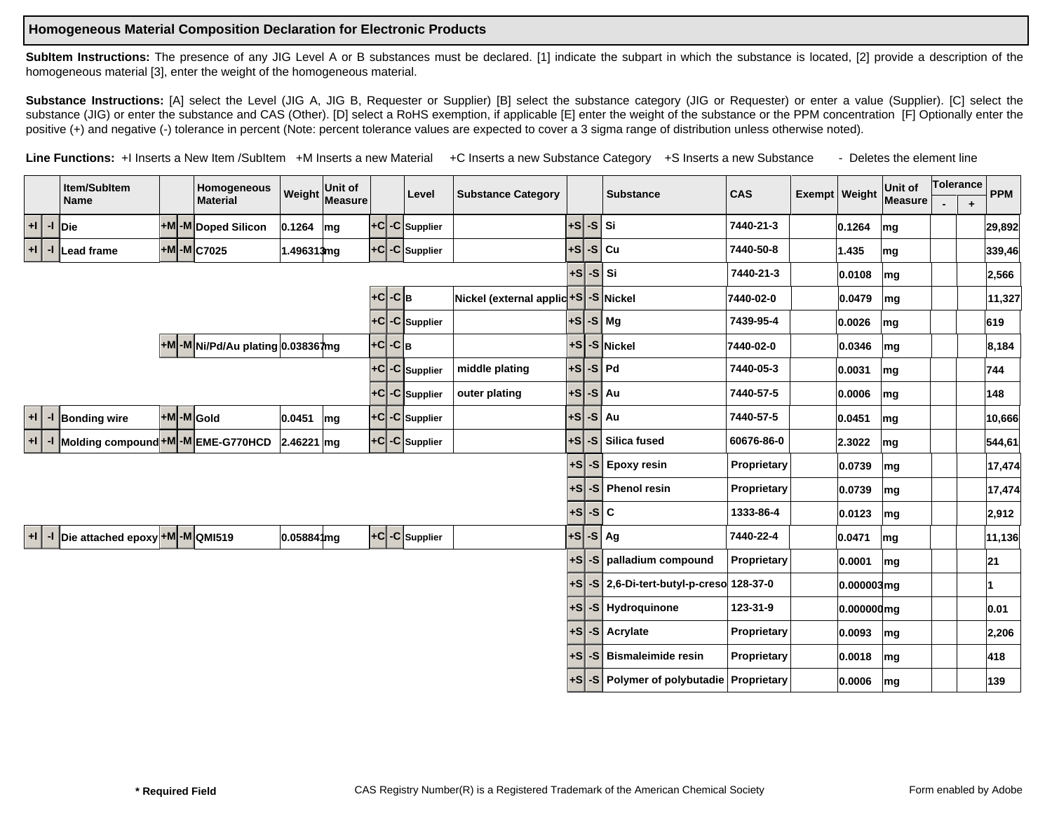## Homogeneous Material Composition Declaration for Electronic Products

**SubItem Instructions:** The presence of any JIG Level A or B substances must be declared. [1] indicate the subpart in which the substance is located, [2] provide a description of the homogeneous material [3], enter the weight of the homogeneous material.

**Substance Instructions:** [A] select the Level (JIG A, JIG B, Requester or Supplier) [B] select the substance category (JIG or Requester) or enter a value (Supplier). [C] select the substance (JIG) or enter the substance and CAS (Other). [D] select a RoHS exemption, if applicable [E] enter the weight of the substance or the PPM concentration [F] Optionally enter the positive (+) and negative (-) tolerance in percent (Note: percent tolerance values are expected to cover a 3 sigma range of distribution unless otherwise noted).

**Line Functions:** +I Inserts a New Item /SubItem +M Inserts a new Material +C Inserts a new Substance Category +S Inserts a new Substance - Deletes the element line

| Item/SubItem Name | Homogeneous Material | Weight | Unit of Measure | Level | Substance Category | Substance | CAS | Exempt | Weight | Unit of Measure | Tolerance - | Tolerance + | PPM |
|---|---|---|---|---|---|---|---|---|---|---|---|---|---|
| Die | Doped Silicon | 0.1264 | mg | Supplier | | Si | 7440-21-3 | | 0.1264 | mg | | | 29,892 |
| Lead frame | C7025 | 1.496313 | mg | Supplier | | Cu | 7440-50-8 | | 1.435 | mg | | | 339,46 |
| | | | | | | Si | 7440-21-3 | | 0.0108 | mg | | | 2,566 |
| | | | | B | Nickel (external applic | Nickel | 7440-02-0 | | 0.0479 | mg | | | 11,327 |
| | | | | Supplier | | Mg | 7439-95-4 | | 0.0026 | mg | | | 619 |
| | Ni/Pd/Au plating | 0.038367 | mg | B | | Nickel | 7440-02-0 | | 0.0346 | mg | | | 8,184 |
| | | | | Supplier | middle plating | Pd | 7440-05-3 | | 0.0031 | mg | | | 744 |
| | | | | Supplier | outer plating | Au | 7440-57-5 | | 0.0006 | mg | | | 148 |
| Bonding wire | Gold | 0.0451 | mg | Supplier | | Au | 7440-57-5 | | 0.0451 | mg | | | 10,666 |
| Molding compound | EME-G770HCD | 2.46221 | mg | Supplier | | Silica fused | 60676-86-0 | | 2.3022 | mg | | | 544,61 |
| | | | | | | Epoxy resin | Proprietary | | 0.0739 | mg | | | 17,474 |
| | | | | | | Phenol resin | Proprietary | | 0.0739 | mg | | | 17,474 |
| | | | | | | C | 1333-86-4 | | 0.0123 | mg | | | 2,912 |
| Die attached epoxy | QMI519 | 0.058841 | mg | Supplier | | Ag | 7440-22-4 | | 0.0471 | mg | | | 11,136 |
| | | | | | | palladium compound | Proprietary | | 0.0001 | mg | | | 21 |
| | | | | | | 2,6-Di-tert-butyl-p-creso | 128-37-0 | | 0.000003 | mg | | | 1 |
| | | | | | | Hydroquinone | 123-31-9 | | 0.000000 | mg | | | 0.01 |
| | | | | | | Acrylate | Proprietary | | 0.0093 | mg | | | 2,206 |
| | | | | | | Bismaleimide resin | Proprietary | | 0.0018 | mg | | | 418 |
| | | | | | | Polymer of polybutadie | Proprietary | | 0.0006 | mg | | | 139 |

\* Required Field

CAS Registry Number(R) is a Registered Trademark of the American Chemical Society

Form enabled by Adobe